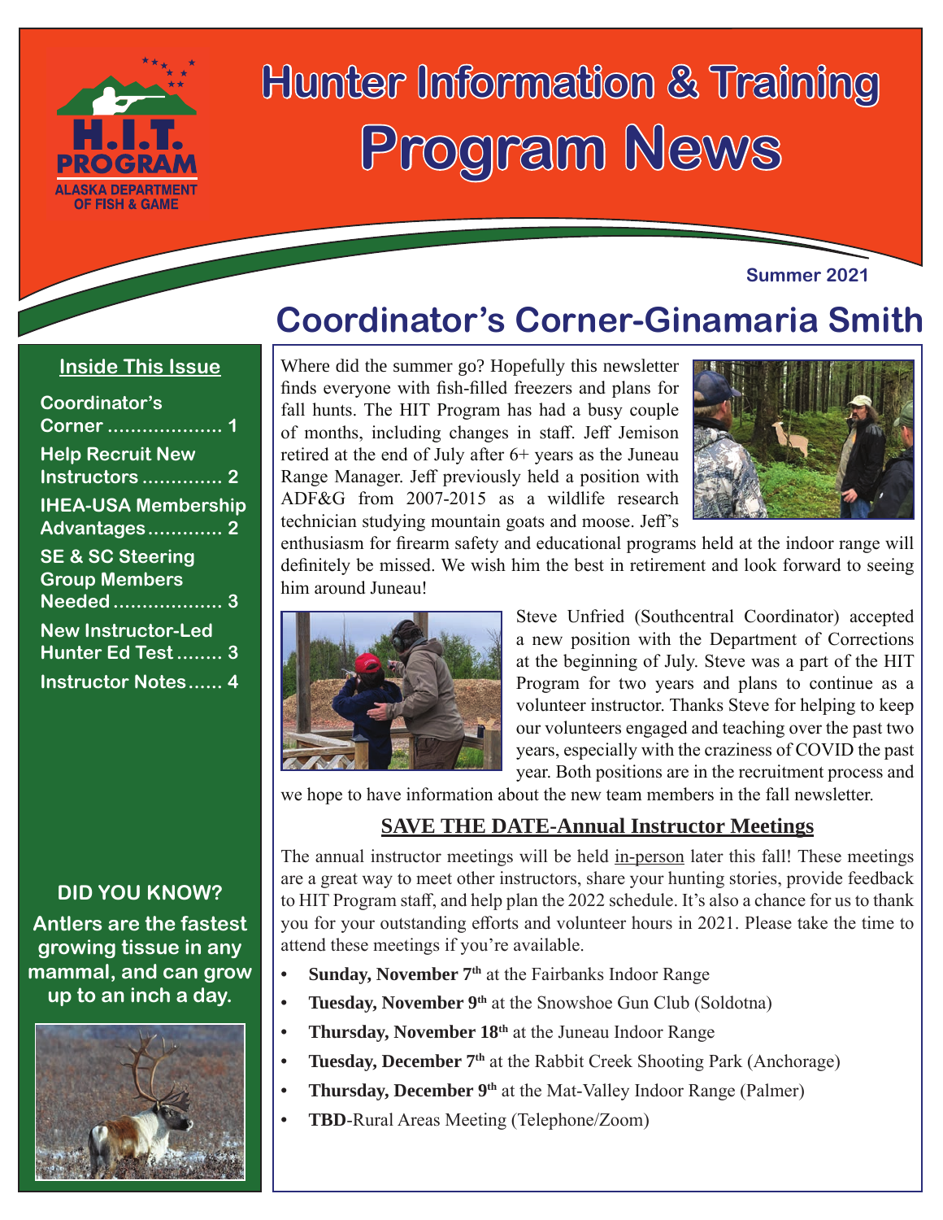# Hunter Information & Training Program News

H.I.T. PROGRAM
ALASKA DEPARTMENT OF FISH & GAME

Summer 2021

## Inside This Issue

- Coordinator's Corner .................... 1
- Help Recruit New Instructors .............. 2
- IHEA-USA Membership Advantages ............. 2
- SE & SC Steering Group Members Needed ................... 3
- New Instructor-Led Hunter Ed Test ........ 3
- Instructor Notes ...... 4

**DID YOU KNOW?**

**Antlers are the fastest growing tissue in any mammal, and can grow up to an inch a day.**

## Coordinator's Corner-Ginamaria Smith

Where did the summer go? Hopefully this newsletter finds everyone with fish-filled freezers and plans for fall hunts. The HIT Program has had a busy couple of months, including changes in staff. Jeff Jemison retired at the end of July after 6+ years as the Juneau Range Manager. Jeff previously held a position with ADF&G from 2007-2015 as a wildlife research technician studying mountain goats and moose. Jeff's enthusiasm for firearm safety and educational programs held at the indoor range will definitely be missed. We wish him the best in retirement and look forward to seeing him around Juneau!

Steve Unfried (Southcentral Coordinator) accepted a new position with the Department of Corrections at the beginning of July. Steve was a part of the HIT Program for two years and plans to continue as a volunteer instructor. Thanks Steve for helping to keep our volunteers engaged and teaching over the past two years, especially with the craziness of COVID the past year. Both positions are in the recruitment process and we hope to have information about the new team members in the fall newsletter.

### SAVE THE DATE-Annual Instructor Meetings

The annual instructor meetings will be held in-person later this fall! These meetings are a great way to meet other instructors, share your hunting stories, provide feedback to HIT Program staff, and help plan the 2022 schedule. It's also a chance for us to thank you for your outstanding efforts and volunteer hours in 2021. Please take the time to attend these meetings if you're available.

- **Sunday, November 7th** at the Fairbanks Indoor Range
- **Tuesday, November 9th** at the Snowshoe Gun Club (Soldotna)
- **Thursday, November 18th** at the Juneau Indoor Range
- **Tuesday, December 7th** at the Rabbit Creek Shooting Park (Anchorage)
- **Thursday, December 9th** at the Mat-Valley Indoor Range (Palmer)
- **TBD**-Rural Areas Meeting (Telephone/Zoom)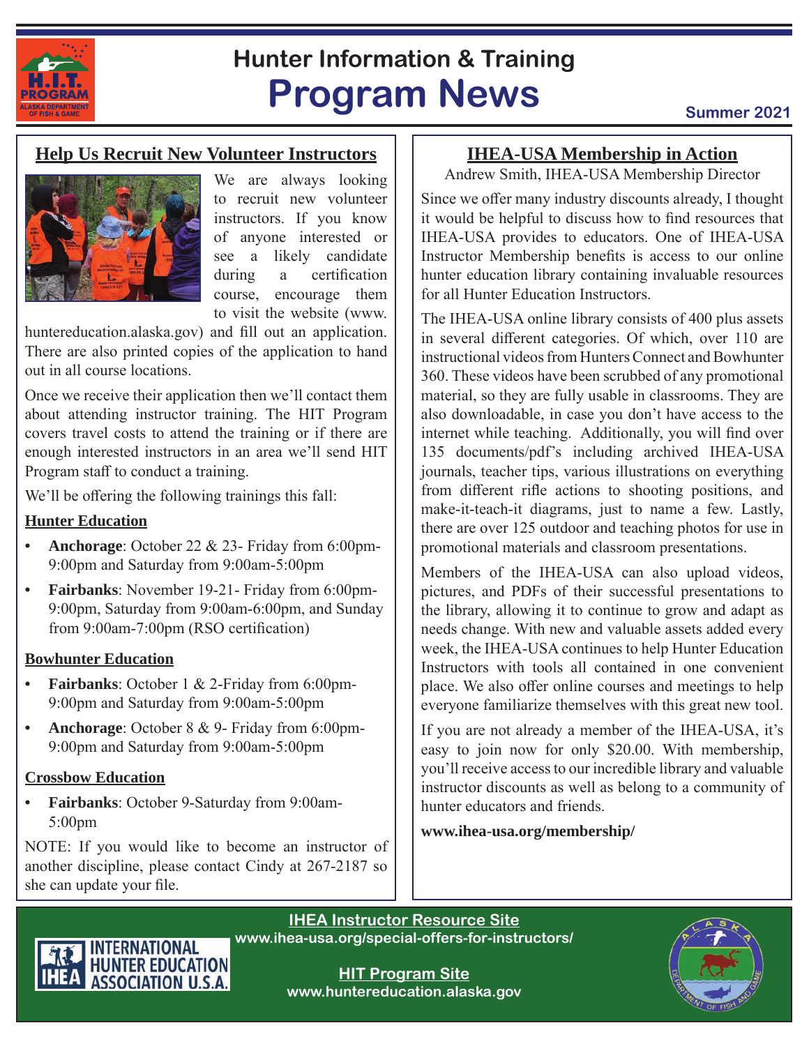# Hunter Information & Training
# Program News

**Summer 2021**

## Help Us Recruit New Volunteer Instructors

We are always looking to recruit new volunteer instructors. If you know of anyone interested or see a likely candidate during a certification course, encourage them to visit the website (www.huntereducation.alaska.gov) and fill out an application. There are also printed copies of the application to hand out in all course locations.

Once we receive their application then we'll contact them about attending instructor training. The HIT Program covers travel costs to attend the training or if there are enough interested instructors in an area we'll send HIT Program staff to conduct a training.

We'll be offering the following trainings this fall:

**Hunter Education**

- **Anchorage**: October 22 & 23- Friday from 6:00pm-9:00pm and Saturday from 9:00am-5:00pm
- **Fairbanks**: November 19-21- Friday from 6:00pm-9:00pm, Saturday from 9:00am-6:00pm, and Sunday from 9:00am-7:00pm (RSO certification)

**Bowhunter Education**

- **Fairbanks**: October 1 & 2-Friday from 6:00pm-9:00pm and Saturday from 9:00am-5:00pm
- **Anchorage**: October 8 & 9- Friday from 6:00pm-9:00pm and Saturday from 9:00am-5:00pm

**Crossbow Education**

- **Fairbanks**: October 9-Saturday from 9:00am-5:00pm

NOTE: If you would like to become an instructor of another discipline, please contact Cindy at 267-2187 so she can update your file.

## IHEA-USA Membership in Action

Andrew Smith, IHEA-USA Membership Director

Since we offer many industry discounts already, I thought it would be helpful to discuss how to find resources that IHEA-USA provides to educators. One of IHEA-USA Instructor Membership benefits is access to our online hunter education library containing invaluable resources for all Hunter Education Instructors.

The IHEA-USA online library consists of 400 plus assets in several different categories. Of which, over 110 are instructional videos from Hunters Connect and Bowhunter 360. These videos have been scrubbed of any promotional material, so they are fully usable in classrooms. They are also downloadable, in case you don't have access to the internet while teaching. Additionally, you will find over 135 documents/pdf's including archived IHEA-USA journals, teacher tips, various illustrations on everything from different rifle actions to shooting positions, and make-it-teach-it diagrams, just to name a few. Lastly, there are over 125 outdoor and teaching photos for use in promotional materials and classroom presentations.

Members of the IHEA-USA can also upload videos, pictures, and PDFs of their successful presentations to the library, allowing it to continue to grow and adapt as needs change. With new and valuable assets added every week, the IHEA-USA continues to help Hunter Education Instructors with tools all contained in one convenient place. We also offer online courses and meetings to help everyone familiarize themselves with this great new tool.

If you are not already a member of the IHEA-USA, it's easy to join now for only $20.00. With membership, you'll receive access to our incredible library and valuable instructor discounts as well as belong to a community of hunter educators and friends.

**www.ihea-usa.org/membership/**

**IHEA Instructor Resource Site**
**www.ihea-usa.org/special-offers-for-instructors/**

**HIT Program Site**
**www.huntereducation.alaska.gov**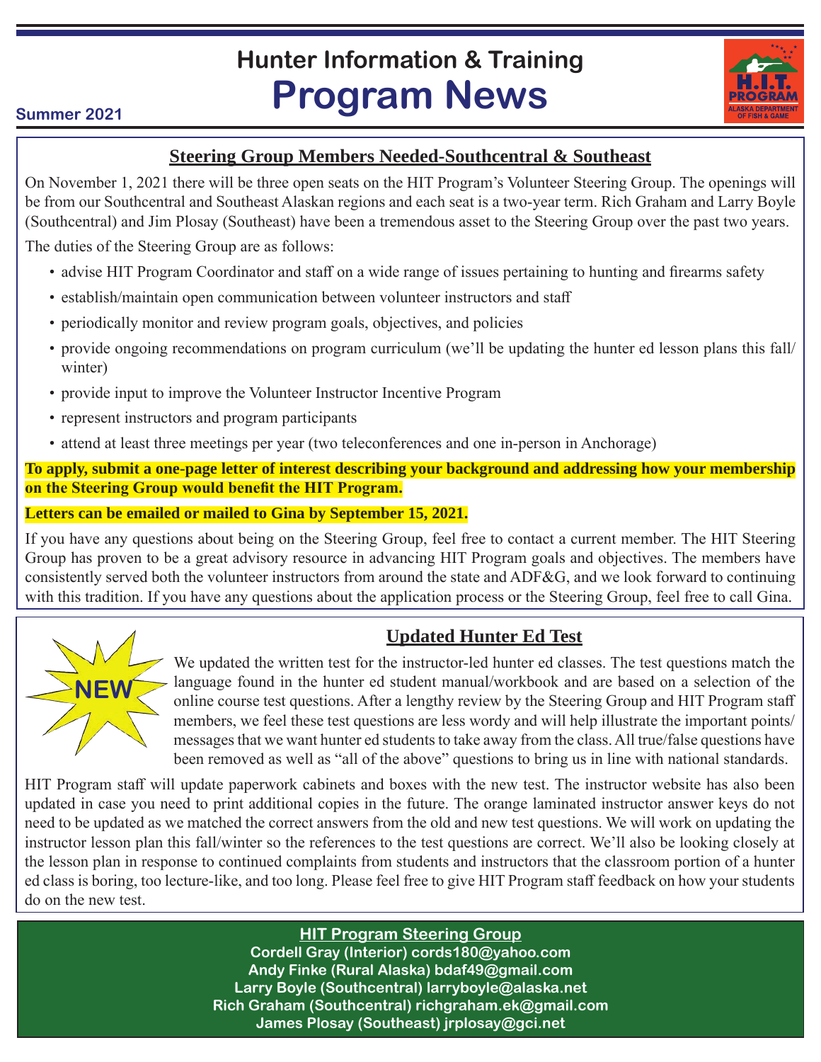# Hunter Information & Training Program News

**Summer 2021**

## Steering Group Members Needed-Southcentral & Southeast

On November 1, 2021 there will be three open seats on the HIT Program's Volunteer Steering Group. The openings will be from our Southcentral and Southeast Alaskan regions and each seat is a two-year term. Rich Graham and Larry Boyle (Southcentral) and Jim Plosay (Southeast) have been a tremendous asset to the Steering Group over the past two years.

The duties of the Steering Group are as follows:

- advise HIT Program Coordinator and staff on a wide range of issues pertaining to hunting and firearms safety
- establish/maintain open communication between volunteer instructors and staff
- periodically monitor and review program goals, objectives, and policies
- provide ongoing recommendations on program curriculum (we'll be updating the hunter ed lesson plans this fall/winter)
- provide input to improve the Volunteer Instructor Incentive Program
- represent instructors and program participants
- attend at least three meetings per year (two teleconferences and one in-person in Anchorage)

**To apply, submit a one-page letter of interest describing your background and addressing how your membership on the Steering Group would benefit the HIT Program.**

**Letters can be emailed or mailed to Gina by September 15, 2021.**

If you have any questions about being on the Steering Group, feel free to contact a current member. The HIT Steering Group has proven to be a great advisory resource in advancing HIT Program goals and objectives. The members have consistently served both the volunteer instructors from around the state and ADF&G, and we look forward to continuing with this tradition. If you have any questions about the application process or the Steering Group, feel free to call Gina.

## Updated Hunter Ed Test

NEW

We updated the written test for the instructor-led hunter ed classes. The test questions match the language found in the hunter ed student manual/workbook and are based on a selection of the online course test questions. After a lengthy review by the Steering Group and HIT Program staff members, we feel these test questions are less wordy and will help illustrate the important points/messages that we want hunter ed students to take away from the class. All true/false questions have been removed as well as "all of the above" questions to bring us in line with national standards.

HIT Program staff will update paperwork cabinets and boxes with the new test. The instructor website has also been updated in case you need to print additional copies in the future. The orange laminated instructor answer keys do not need to be updated as we matched the correct answers from the old and new test questions. We will work on updating the instructor lesson plan this fall/winter so the references to the test questions are correct. We'll also be looking closely at the lesson plan in response to continued complaints from students and instructors that the classroom portion of a hunter ed class is boring, too lecture-like, and too long. Please feel free to give HIT Program staff feedback on how your students do on the new test.

**HIT Program Steering Group**

**Cordell Gray (Interior) cords180@yahoo.com**
**Andy Finke (Rural Alaska) bdaf49@gmail.com**
**Larry Boyle (Southcentral) larryboyle@alaska.net**
**Rich Graham (Southcentral) richgraham.ek@gmail.com**
**James Plosay (Southeast) jrplosay@gci.net**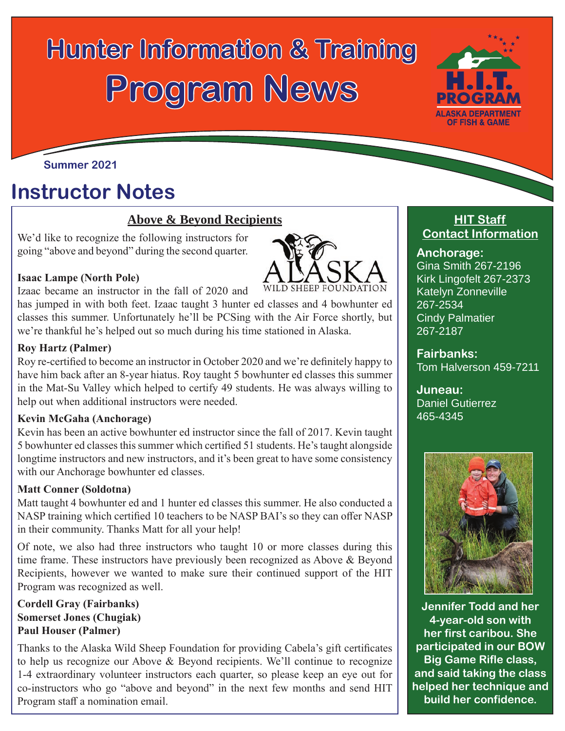# Hunter Information & Training Program News

H.I.T. PROGRAM
ALASKA DEPARTMENT OF FISH & GAME

**Summer 2021**

## Instructor Notes

### Above & Beyond Recipients

We'd like to recognize the following instructors for going "above and beyond" during the second quarter.

**Isaac Lampe (North Pole)**
Izaac became an instructor in the fall of 2020 and has jumped in with both feet. Izaac taught 3 hunter ed classes and 4 bowhunter ed classes this summer. Unfortunately he'll be PCSing with the Air Force shortly, but we're thankful he's helped out so much during his time stationed in Alaska.

**Roy Hartz (Palmer)**
Roy re-certified to become an instructor in October 2020 and we're definitely happy to have him back after an 8-year hiatus. Roy taught 5 bowhunter ed classes this summer in the Mat-Su Valley which helped to certify 49 students. He was always willing to help out when additional instructors were needed.

**Kevin McGaha (Anchorage)**
Kevin has been an active bowhunter ed instructor since the fall of 2017. Kevin taught 5 bowhunter ed classes this summer which certified 51 students. He's taught alongside longtime instructors and new instructors, and it's been great to have some consistency with our Anchorage bowhunter ed classes.

**Matt Conner (Soldotna)**
Matt taught 4 bowhunter ed and 1 hunter ed classes this summer. He also conducted a NASP training which certified 10 teachers to be NASP BAI's so they can offer NASP in their community. Thanks Matt for all your help!

Of note, we also had three instructors who taught 10 or more classes during this time frame. These instructors have previously been recognized as Above & Beyond Recipients, however we wanted to make sure their continued support of the HIT Program was recognized as well.

**Cordell Gray (Fairbanks)**
**Somerset Jones (Chugiak)**
**Paul Houser (Palmer)**

Thanks to the Alaska Wild Sheep Foundation for providing Cabela's gift certificates to help us recognize our Above & Beyond recipients. We'll continue to recognize 1-4 extraordinary volunteer instructors each quarter, so please keep an eye out for co-instructors who go "above and beyond" in the next few months and send HIT Program staff a nomination email.

### HIT Staff Contact Information

**Anchorage:**
Gina Smith 267-2196
Kirk Lingofelt 267-2373
Katelyn Zonneville 267-2534
Cindy Palmatier 267-2187

**Fairbanks:**
Tom Halverson 459-7211

**Juneau:**
Daniel Gutierrez 465-4345

**Jennifer Todd and her 4-year-old son with her first caribou. She participated in our BOW Big Game Rifle class, and said taking the class helped her technique and build her confidence.**